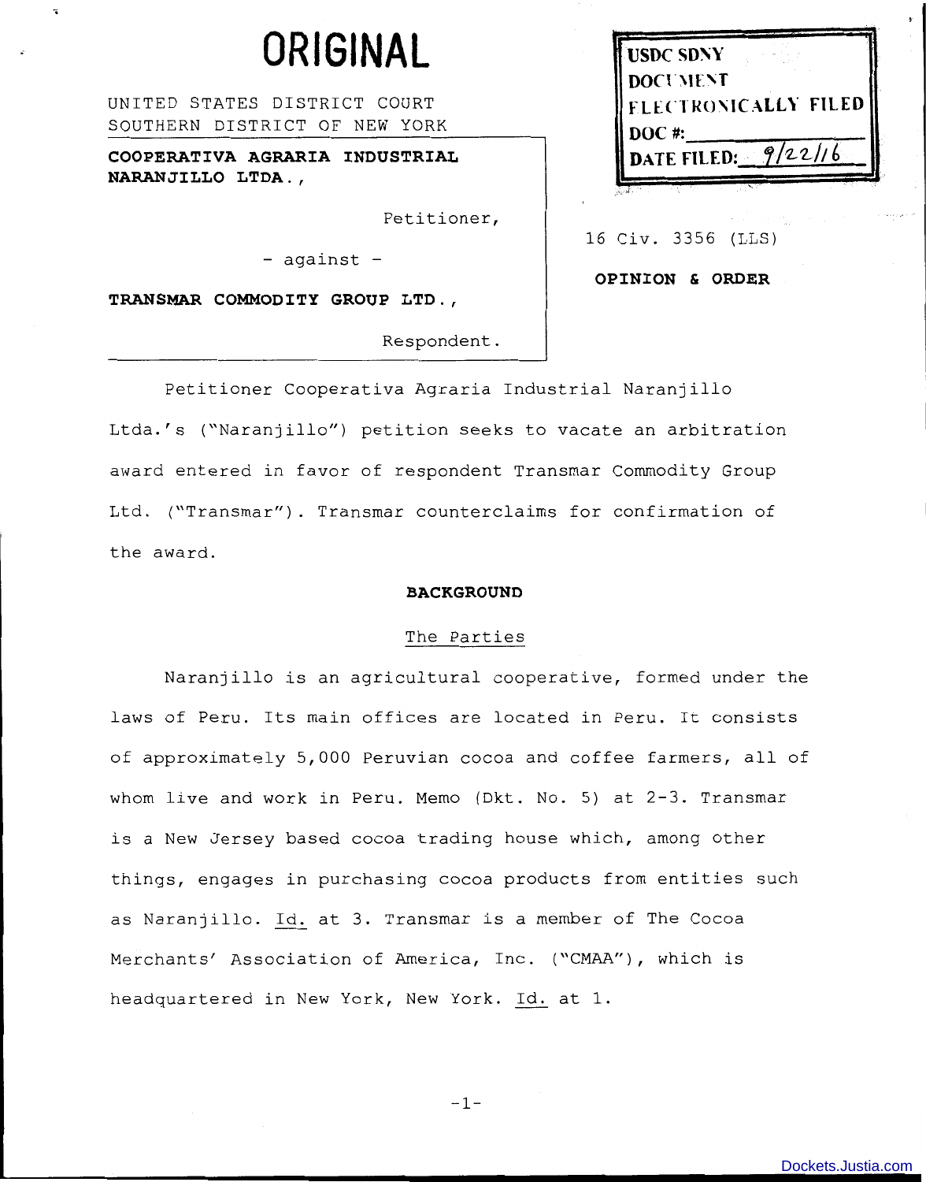# ORIGINAL

UNITED STATES DISTRICT COURT
SOUTHERN DISTRICT OF NEW YORK

USDC SDNY
DOCUMENT
ELECTRONICALLY FILED
DOC #: ____
DATE FILED: 9/22/16

**COOPERATIVA AGRARIA INDUSTRIAL NARANJILLO LTDA.,**

Petitioner,

- against -

**TRANSMAR COMMODITY GROUP LTD.,**

Respondent.

16 Civ. 3356 (LLS)

**OPINION & ORDER**

Petitioner Cooperativa Agraria Industrial Naranjillo Ltda.'s ("Naranjillo") petition seeks to vacate an arbitration award entered in favor of respondent Transmar Commodity Group Ltd. ("Transmar"). Transmar counterclaims for confirmation of the award.

## BACKGROUND

### The Parties

Naranjillo is an agricultural cooperative, formed under the laws of Peru. Its main offices are located in Peru. It consists of approximately 5,000 Peruvian cocoa and coffee farmers, all of whom live and work in Peru. Memo (Dkt. No. 5) at 2-3. Transmar is a New Jersey based cocoa trading house which, among other things, engages in purchasing cocoa products from entities such as Naranjillo. Id. at 3. Transmar is a member of The Cocoa Merchants' Association of America, Inc. ("CMAA"), which is headquartered in New York, New York. Id. at 1.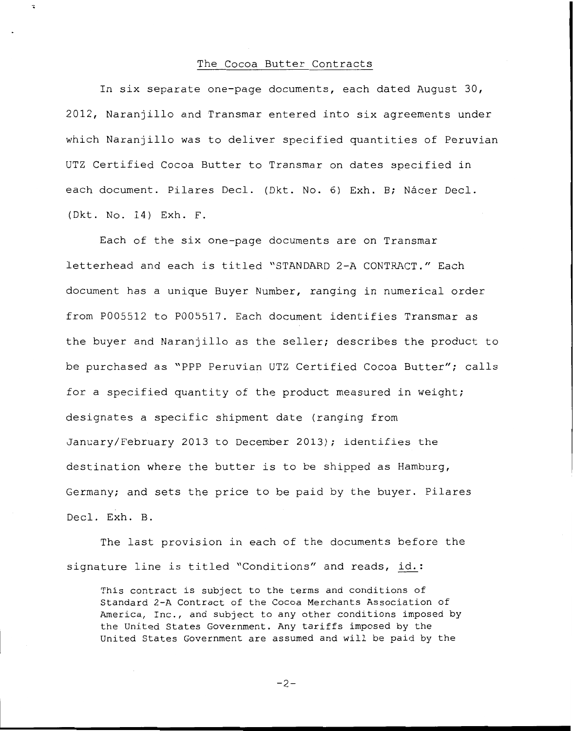## The Cocoa Butter Contracts

In six separate one-page documents, each dated August 30, 2012, Naranjillo and Transmar entered into six agreements under which Naranjillo was to deliver specified quantities of Peruvian UTZ Certified Cocoa Butter to Transmar on dates specified in each document. Pilares Decl. (Dkt. No. 6) Exh. B; Nácer Decl. (Dkt. No. 14) Exh. F.

Each of the six one-page documents are on Transmar letterhead and each is titled "STANDARD 2-A CONTRACT." Each document has a unique Buyer Number, ranging in numerical order from P005512 to P005517. Each document identifies Transmar as the buyer and Naranjillo as the seller; describes the product to be purchased as "PPP Peruvian UTZ Certified Cocoa Butter"; calls for a specified quantity of the product measured in weight; designates a specific shipment date (ranging from January/February 2013 to December 2013); identifies the destination where the butter is to be shipped as Hamburg, Germany; and sets the price to be paid by the buyer. Pilares Decl. Exh. B.

The last provision in each of the documents before the signature line is titled "Conditions" and reads, id.:

> This contract is subject to the terms and conditions of Standard 2-A Contract of the Cocoa Merchants Association of America, Inc., and subject to any other conditions imposed by the United States Government. Any tariffs imposed by the United States Government are assumed and will be paid by the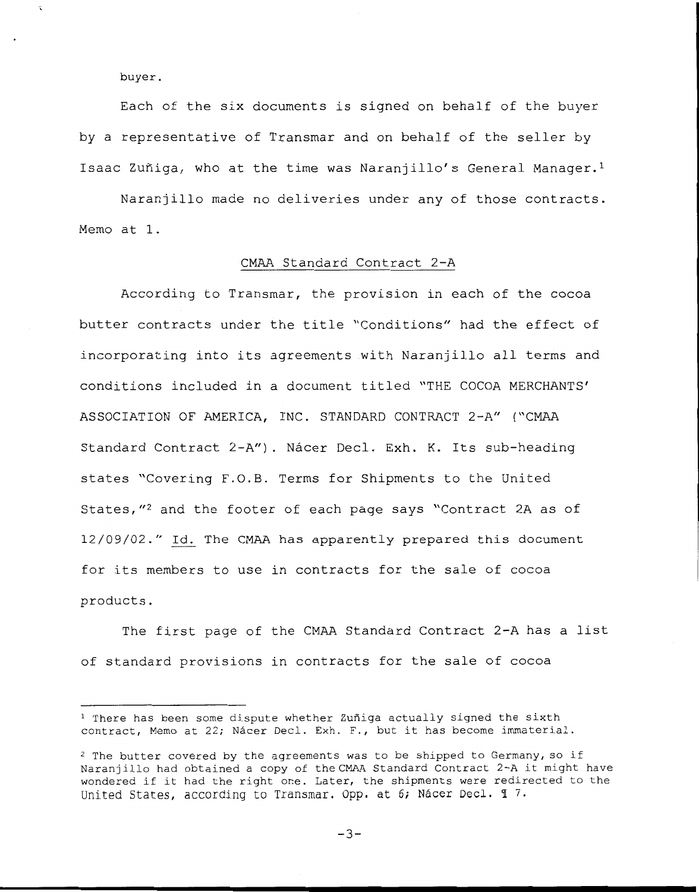buyer.

Each of the six documents is signed on behalf of the buyer by a representative of Transmar and on behalf of the seller by Isaac Zuñiga, who at the time was Naranjillo's General Manager.[1]

Naranjillo made no deliveries under any of those contracts. Memo at 1.

## CMAA Standard Contract 2-A

According to Transmar, the provision in each of the cocoa butter contracts under the title "Conditions" had the effect of incorporating into its agreements with Naranjillo all terms and conditions included in a document titled "THE COCOA MERCHANTS' ASSOCIATION OF AMERICA, INC. STANDARD CONTRACT 2-A" ("CMAA Standard Contract 2-A"). Nácer Decl. Exh. K. Its sub-heading states "Covering F.O.B. Terms for Shipments to the United States,"[2] and the footer of each page says "Contract 2A as of 12/09/02." Id. The CMAA has apparently prepared this document for its members to use in contracts for the sale of cocoa products.

The first page of the CMAA Standard Contract 2-A has a list of standard provisions in contracts for the sale of cocoa

---

[1] There has been some dispute whether Zuñiga actually signed the sixth contract, Memo at 22; Nácer Decl. Exh. F., but it has become immaterial.

[2] The butter covered by the agreements was to be shipped to Germany, so if Naranjillo had obtained a copy of the CMAA Standard Contract 2-A it might have wondered if it had the right one. Later, the shipments were redirected to the United States, according to Transmar. Opp. at 6; Nácer Decl. ¶ 7.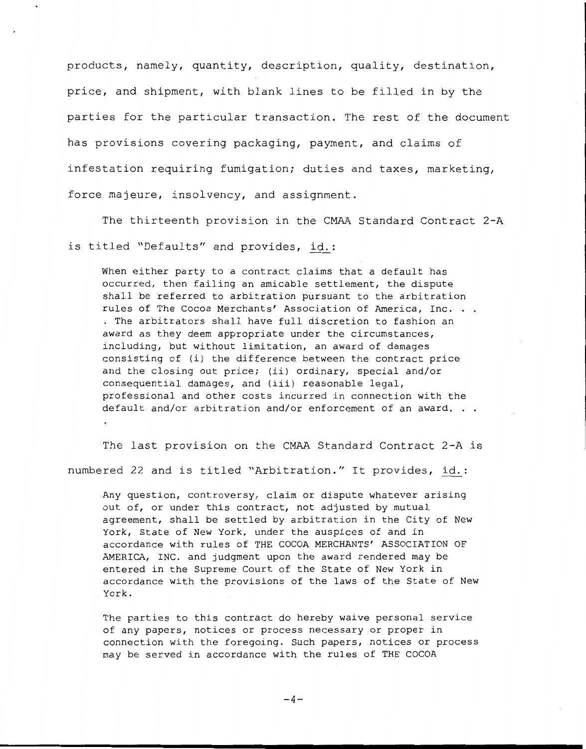products, namely, quantity, description, quality, destination, price, and shipment, with blank lines to be filled in by the parties for the particular transaction. The rest of the document has provisions covering packaging, payment, and claims of infestation requiring fumigation; duties and taxes, marketing, force majeure, insolvency, and assignment.

The thirteenth provision in the CMAA Standard Contract 2-A is titled "Defaults" and provides, id.:

> When either party to a contract claims that a default has occurred, then failing an amicable settlement, the dispute shall be referred to arbitration pursuant to the arbitration rules of The Cocoa Merchants' Association of America, Inc. . . . The arbitrators shall have full discretion to fashion an award as they deem appropriate under the circumstances, including, but without limitation, an award of damages consisting of (i) the difference between the contract price and the closing out price; (ii) ordinary, special and/or consequential damages, and (iii) reasonable legal, professional and other costs incurred in connection with the default and/or arbitration and/or enforcement of an award. . . .

The last provision on the CMAA Standard Contract 2-A is numbered 22 and is titled "Arbitration." It provides, id.:

> Any question, controversy, claim or dispute whatever arising out of, or under this contract, not adjusted by mutual agreement, shall be settled by arbitration in the City of New York, State of New York, under the auspices of and in accordance with rules of THE COCOA MERCHANTS' ASSOCIATION OF AMERICA, INC. and judgment upon the award rendered may be entered in the Supreme Court of the State of New York in accordance with the provisions of the laws of the State of New York.
>
> The parties to this contract do hereby waive personal service of any papers, notices or process necessary or proper in connection with the foregoing. Such papers, notices or process may be served in accordance with the rules of THE COCOA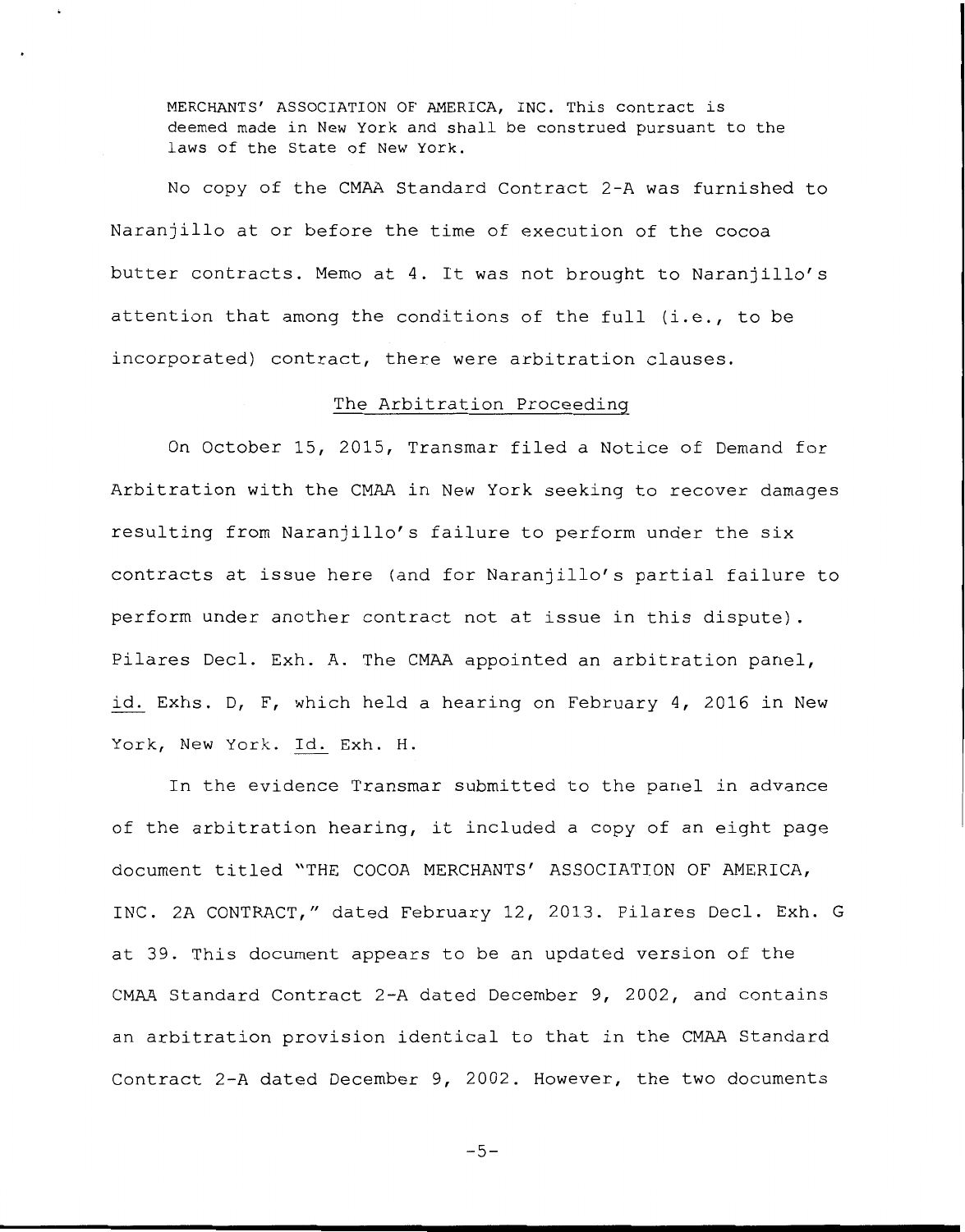MERCHANTS' ASSOCIATION OF AMERICA, INC. This contract is deemed made in New York and shall be construed pursuant to the laws of the State of New York.

No copy of the CMAA Standard Contract 2-A was furnished to Naranjillo at or before the time of execution of the cocoa butter contracts. Memo at 4. It was not brought to Naranjillo's attention that among the conditions of the full (i.e., to be incorporated) contract, there were arbitration clauses.

## The Arbitration Proceeding

On October 15, 2015, Transmar filed a Notice of Demand for Arbitration with the CMAA in New York seeking to recover damages resulting from Naranjillo's failure to perform under the six contracts at issue here (and for Naranjillo's partial failure to perform under another contract not at issue in this dispute). Pilares Decl. Exh. A. The CMAA appointed an arbitration panel, id. Exhs. D, F, which held a hearing on February 4, 2016 in New York, New York. Id. Exh. H.

In the evidence Transmar submitted to the panel in advance of the arbitration hearing, it included a copy of an eight page document titled "THE COCOA MERCHANTS' ASSOCIATION OF AMERICA, INC. 2A CONTRACT," dated February 12, 2013. Pilares Decl. Exh. G at 39. This document appears to be an updated version of the CMAA Standard Contract 2-A dated December 9, 2002, and contains an arbitration provision identical to that in the CMAA Standard Contract 2-A dated December 9, 2002. However, the two documents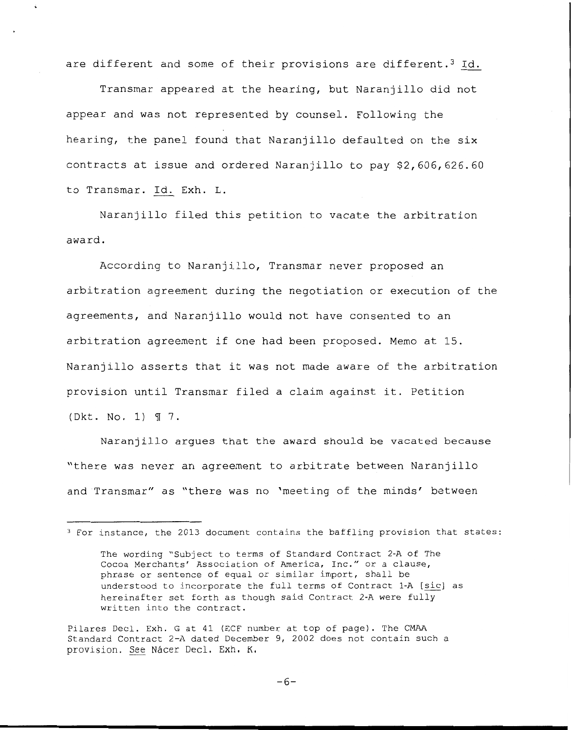are different and some of their provisions are different.[3] Id.

Transmar appeared at the hearing, but Naranjillo did not appear and was not represented by counsel. Following the hearing, the panel found that Naranjillo defaulted on the six contracts at issue and ordered Naranjillo to pay $2,606,626.60 to Transmar. Id. Exh. L.

Naranjillo filed this petition to vacate the arbitration award.

According to Naranjillo, Transmar never proposed an arbitration agreement during the negotiation or execution of the agreements, and Naranjillo would not have consented to an arbitration agreement if one had been proposed. Memo at 15. Naranjillo asserts that it was not made aware of the arbitration provision until Transmar filed a claim against it. Petition (Dkt. No. 1) ¶ 7.

Naranjillo argues that the award should be vacated because "there was never an agreement to arbitrate between Naranjillo and Transmar" as "there was no 'meeting of the minds' between

---

[3] For instance, the 2013 document contains the baffling provision that states:

> The wording "Subject to terms of Standard Contract 2-A of The Cocoa Merchants' Association of America, Inc." or a clause, phrase or sentence of equal or similar import, shall be understood to incorporate the full terms of Contract 1-A [sic] as hereinafter set forth as though said Contract 2-A were fully written into the contract.

Pilares Decl. Exh. G at 41 (ECF number at top of page). The CMAA Standard Contract 2-A dated December 9, 2002 does not contain such a provision. See Nácer Decl. Exh. K.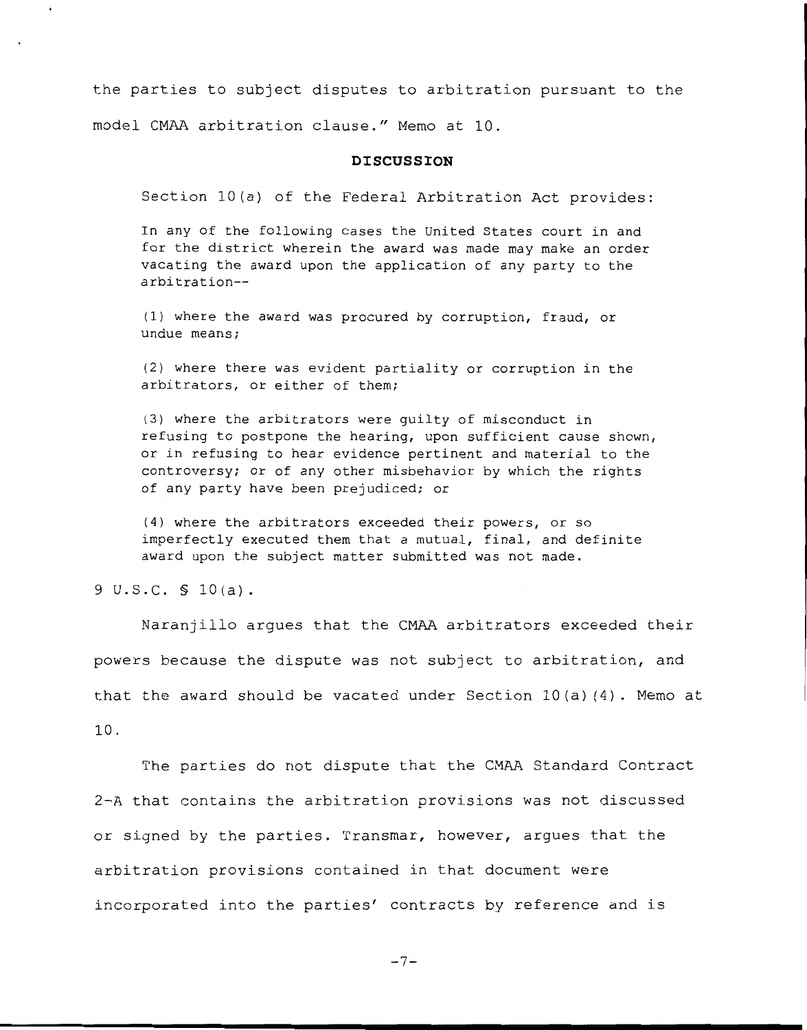the parties to subject disputes to arbitration pursuant to the model CMAA arbitration clause." Memo at 10.

## DISCUSSION

Section 10(a) of the Federal Arbitration Act provides:

> In any of the following cases the United States court in and for the district wherein the award was made may make an order vacating the award upon the application of any party to the arbitration--
>
> (1) where the award was procured by corruption, fraud, or undue means;
>
> (2) where there was evident partiality or corruption in the arbitrators, or either of them;
>
> (3) where the arbitrators were guilty of misconduct in refusing to postpone the hearing, upon sufficient cause shown, or in refusing to hear evidence pertinent and material to the controversy; or of any other misbehavior by which the rights of any party have been prejudiced; or
>
> (4) where the arbitrators exceeded their powers, or so imperfectly executed them that a mutual, final, and definite award upon the subject matter submitted was not made.

9 U.S.C. § 10(a).

Naranjillo argues that the CMAA arbitrators exceeded their powers because the dispute was not subject to arbitration, and that the award should be vacated under Section 10(a)(4). Memo at 10.

The parties do not dispute that the CMAA Standard Contract 2-A that contains the arbitration provisions was not discussed or signed by the parties. Transmar, however, argues that the arbitration provisions contained in that document were incorporated into the parties' contracts by reference and is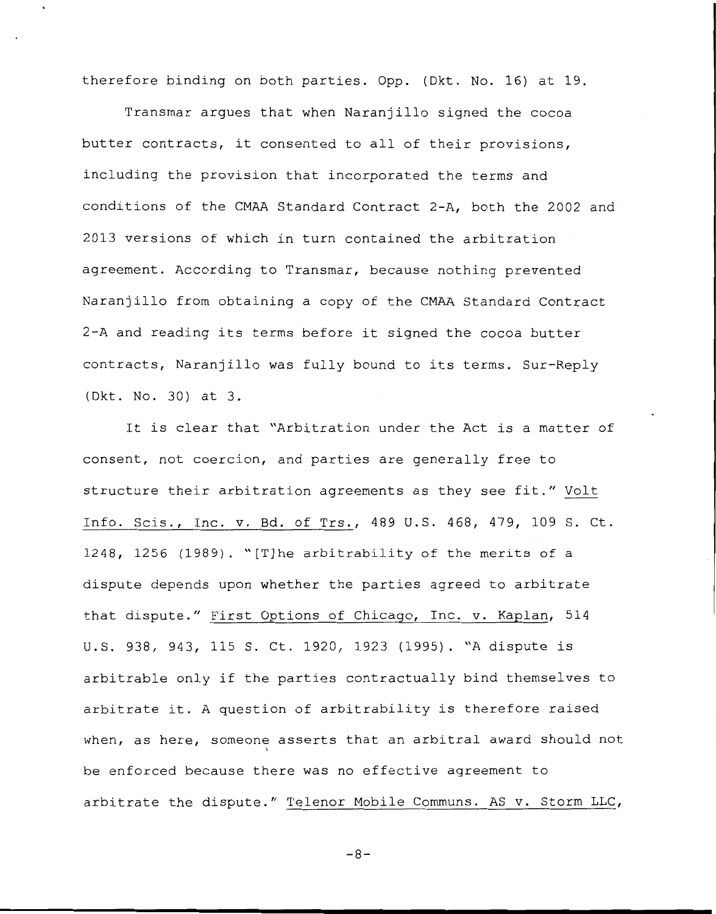therefore binding on both parties. Opp. (Dkt. No. 16) at 19.

Transmar argues that when Naranjillo signed the cocoa butter contracts, it consented to all of their provisions, including the provision that incorporated the terms and conditions of the CMAA Standard Contract 2-A, both the 2002 and 2013 versions of which in turn contained the arbitration agreement. According to Transmar, because nothing prevented Naranjillo from obtaining a copy of the CMAA Standard Contract 2-A and reading its terms before it signed the cocoa butter contracts, Naranjillo was fully bound to its terms. Sur-Reply (Dkt. No. 30) at 3.

It is clear that "Arbitration under the Act is a matter of consent, not coercion, and parties are generally free to structure their arbitration agreements as they see fit." Volt Info. Scis., Inc. v. Bd. of Trs., 489 U.S. 468, 479, 109 S. Ct. 1248, 1256 (1989). "[T]he arbitrability of the merits of a dispute depends upon whether the parties agreed to arbitrate that dispute." First Options of Chicago, Inc. v. Kaplan, 514 U.S. 938, 943, 115 S. Ct. 1920, 1923 (1995). "A dispute is arbitrable only if the parties contractually bind themselves to arbitrate it. A question of arbitrability is therefore raised when, as here, someone asserts that an arbitral award should not be enforced because there was no effective agreement to arbitrate the dispute." Telenor Mobile Communs. AS v. Storm LLC,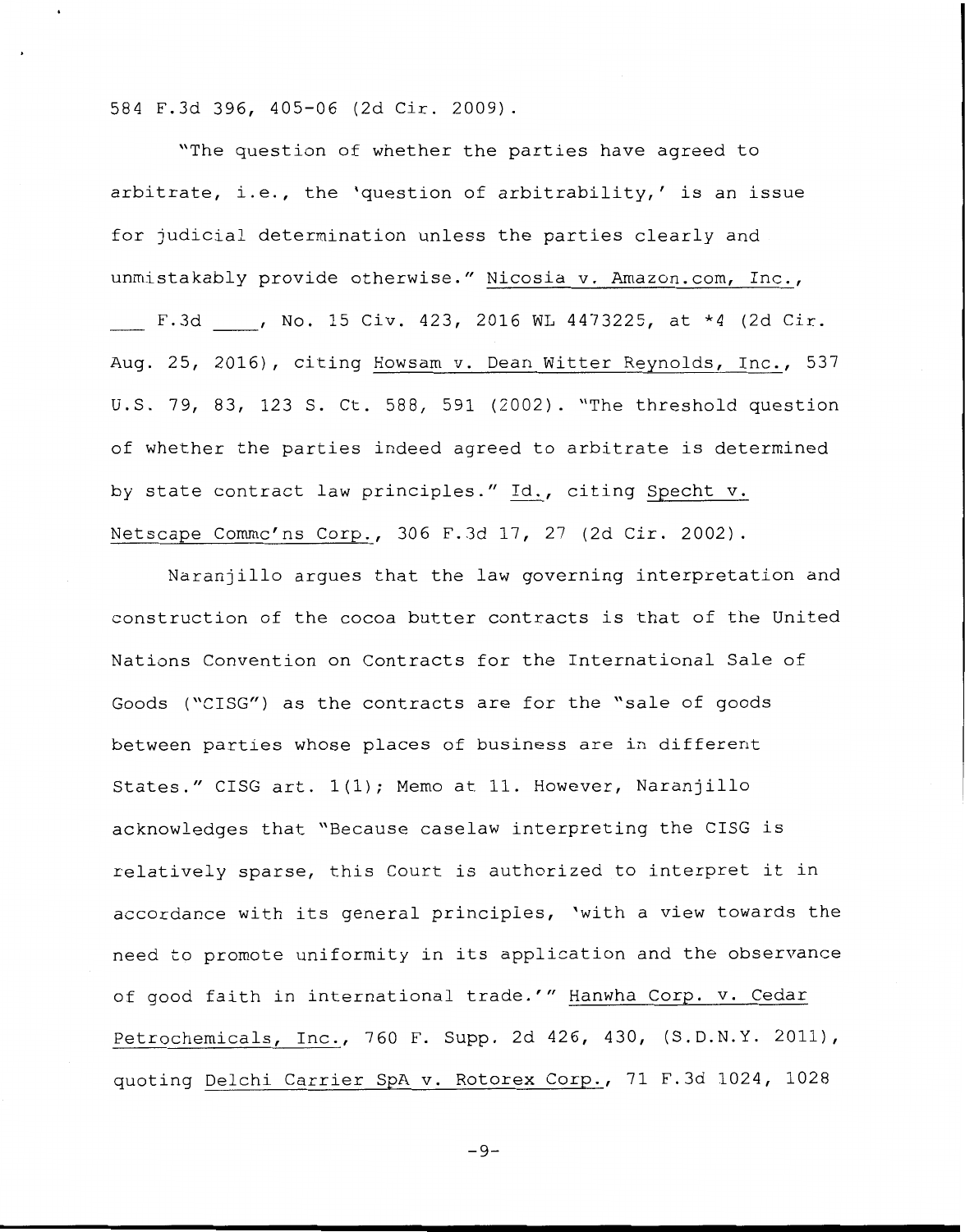584 F.3d 396, 405-06 (2d Cir. 2009).

"The question of whether the parties have agreed to arbitrate, i.e., the 'question of arbitrability,' is an issue for judicial determination unless the parties clearly and unmistakably provide otherwise." Nicosia v. Amazon.com, Inc., ___ F.3d ____, No. 15 Civ. 423, 2016 WL 4473225, at *4 (2d Cir. Aug. 25, 2016), citing Howsam v. Dean Witter Reynolds, Inc., 537 U.S. 79, 83, 123 S. Ct. 588, 591 (2002). "The threshold question of whether the parties indeed agreed to arbitrate is determined by state contract law principles." Id., citing Specht v. Netscape Commc'ns Corp., 306 F.3d 17, 27 (2d Cir. 2002).

Naranjillo argues that the law governing interpretation and construction of the cocoa butter contracts is that of the United Nations Convention on Contracts for the International Sale of Goods ("CISG") as the contracts are for the "sale of goods between parties whose places of business are in different States." CISG art. 1(1); Memo at 11. However, Naranjillo acknowledges that "Because caselaw interpreting the CISG is relatively sparse, this Court is authorized to interpret it in accordance with its general principles, 'with a view towards the need to promote uniformity in its application and the observance of good faith in international trade.'" Hanwha Corp. v. Cedar Petrochemicals, Inc., 760 F. Supp. 2d 426, 430, (S.D.N.Y. 2011), quoting Delchi Carrier SpA v. Rotorex Corp., 71 F.3d 1024, 1028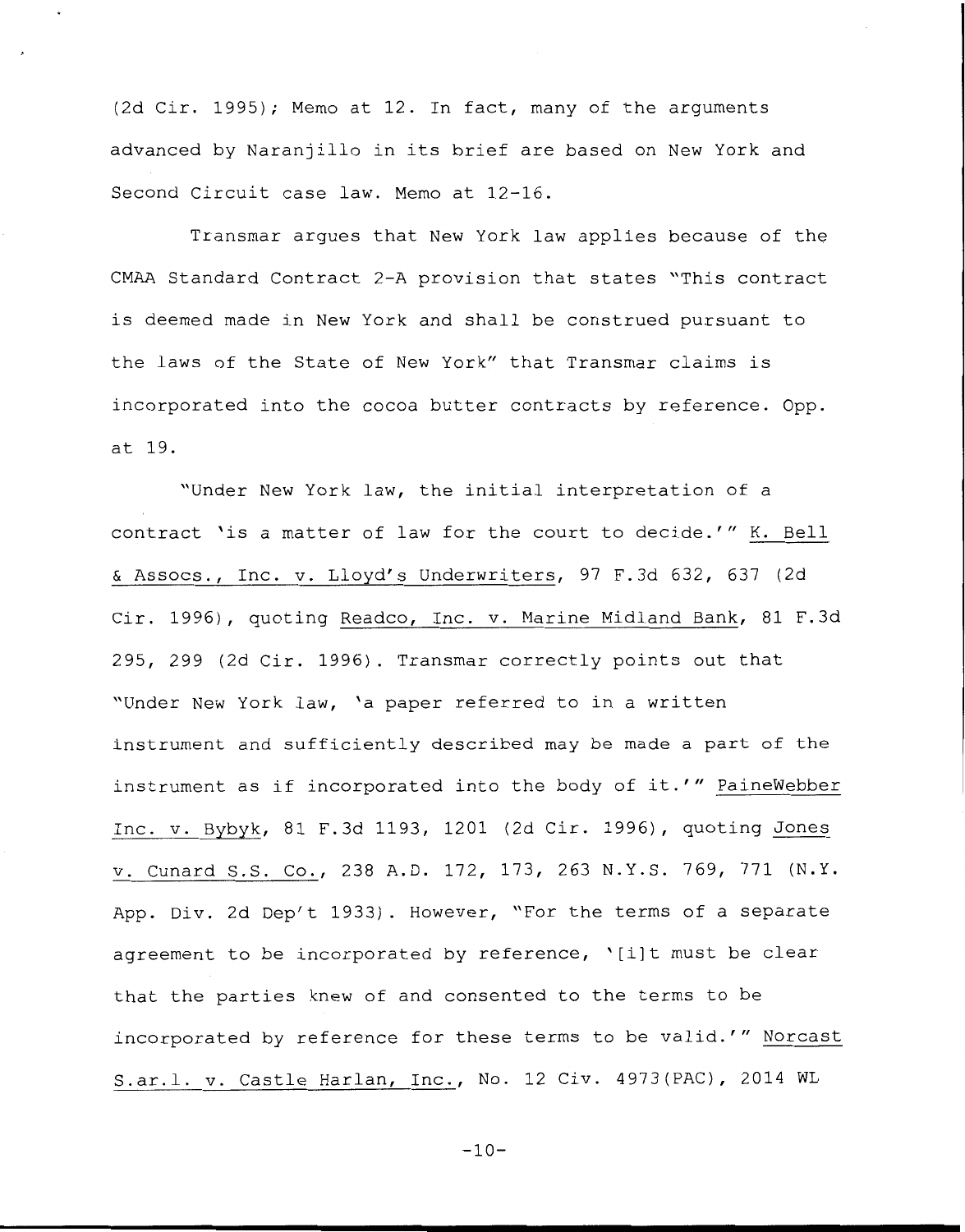(2d Cir. 1995); Memo at 12. In fact, many of the arguments advanced by Naranjillo in its brief are based on New York and Second Circuit case law. Memo at 12-16.

Transmar argues that New York law applies because of the CMAA Standard Contract 2-A provision that states "This contract is deemed made in New York and shall be construed pursuant to the laws of the State of New York" that Transmar claims is incorporated into the cocoa butter contracts by reference. Opp. at 19.

"Under New York law, the initial interpretation of a contract 'is a matter of law for the court to decide.'" K. Bell & Assocs., Inc. v. Lloyd's Underwriters, 97 F.3d 632, 637 (2d Cir. 1996), quoting Readco, Inc. v. Marine Midland Bank, 81 F.3d 295, 299 (2d Cir. 1996). Transmar correctly points out that "Under New York law, 'a paper referred to in a written instrument and sufficiently described may be made a part of the instrument as if incorporated into the body of it.'" PaineWebber Inc. v. Bybyk, 81 F.3d 1193, 1201 (2d Cir. 1996), quoting Jones v. Cunard S.S. Co., 238 A.D. 172, 173, 263 N.Y.S. 769, 771 (N.Y. App. Div. 2d Dep't 1933). However, "For the terms of a separate agreement to be incorporated by reference, '[i]t must be clear that the parties knew of and consented to the terms to be incorporated by reference for these terms to be valid.'" Norcast S.ar.l. v. Castle Harlan, Inc., No. 12 Civ. 4973(PAC), 2014 WL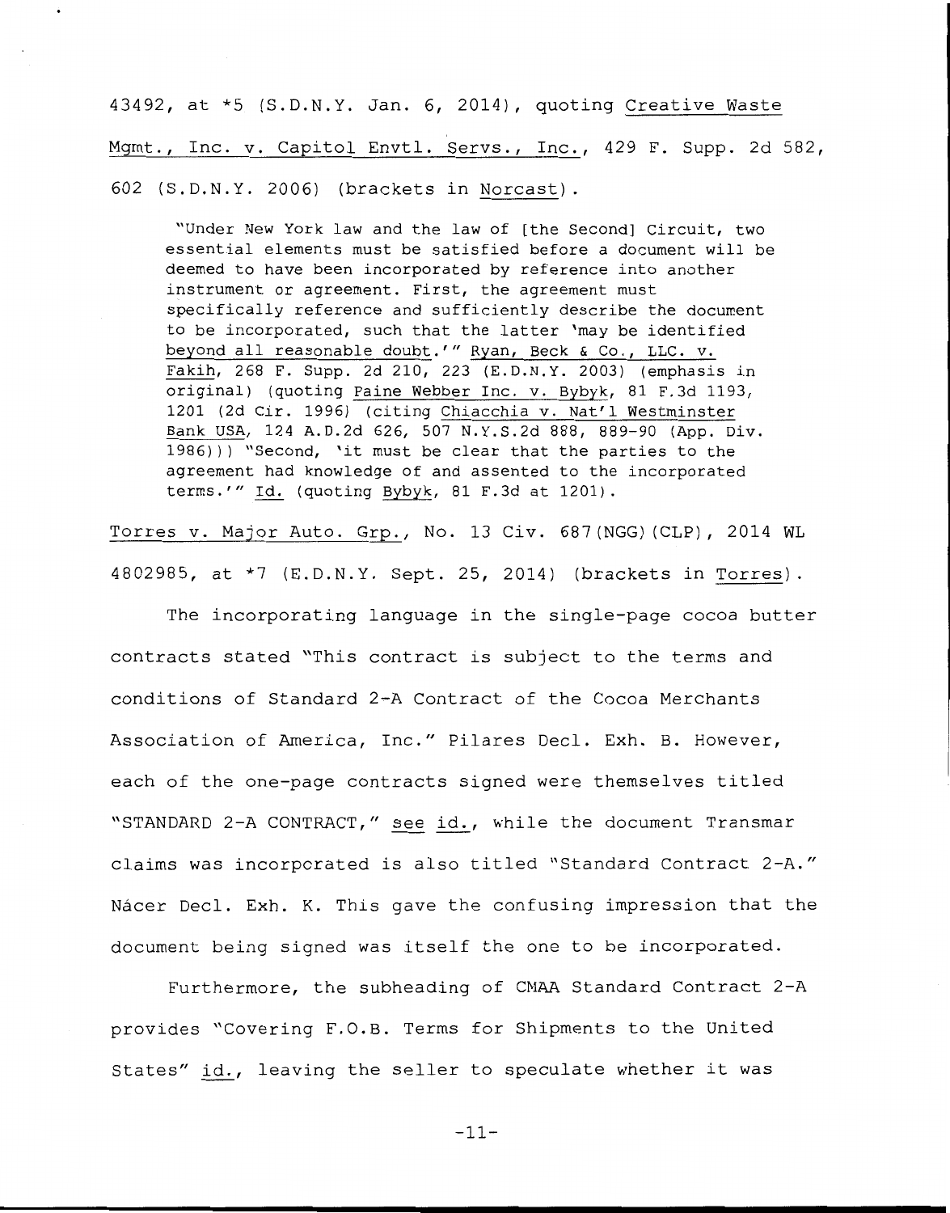43492, at *5 (S.D.N.Y. Jan. 6, 2014), quoting Creative Waste Mgmt., Inc. v. Capitol Envtl. Servs., Inc., 429 F. Supp. 2d 582, 602 (S.D.N.Y. 2006) (brackets in Norcast).

> "Under New York law and the law of [the Second] Circuit, two essential elements must be satisfied before a document will be deemed to have been incorporated by reference into another instrument or agreement. First, the agreement must specifically reference and sufficiently describe the document to be incorporated, such that the latter 'may be identified beyond all reasonable doubt.'" Ryan, Beck & Co., LLC. v. Fakih, 268 F. Supp. 2d 210, 223 (E.D.N.Y. 2003) (emphasis in original) (quoting Paine Webber Inc. v. Bybyk, 81 F.3d 1193, 1201 (2d Cir. 1996) (citing Chiacchia v. Nat'l Westminster Bank USA, 124 A.D.2d 626, 507 N.Y.S.2d 888, 889-90 (App. Div. 1986))) "Second, 'it must be clear that the parties to the agreement had knowledge of and assented to the incorporated terms.'" Id. (quoting Bybyk, 81 F.3d at 1201).

Torres v. Major Auto. Grp., No. 13 Civ. 687(NGG)(CLP), 2014 WL 4802985, at *7 (E.D.N.Y. Sept. 25, 2014) (brackets in Torres).

The incorporating language in the single-page cocoa butter contracts stated "This contract is subject to the terms and conditions of Standard 2-A Contract of the Cocoa Merchants Association of America, Inc." Pilares Decl. Exh. B. However, each of the one-page contracts signed were themselves titled "STANDARD 2-A CONTRACT," see id., while the document Transmar claims was incorporated is also titled "Standard Contract 2-A." Nácer Decl. Exh. K. This gave the confusing impression that the document being signed was itself the one to be incorporated.

Furthermore, the subheading of CMAA Standard Contract 2-A provides "Covering F.O.B. Terms for Shipments to the United States" id., leaving the seller to speculate whether it was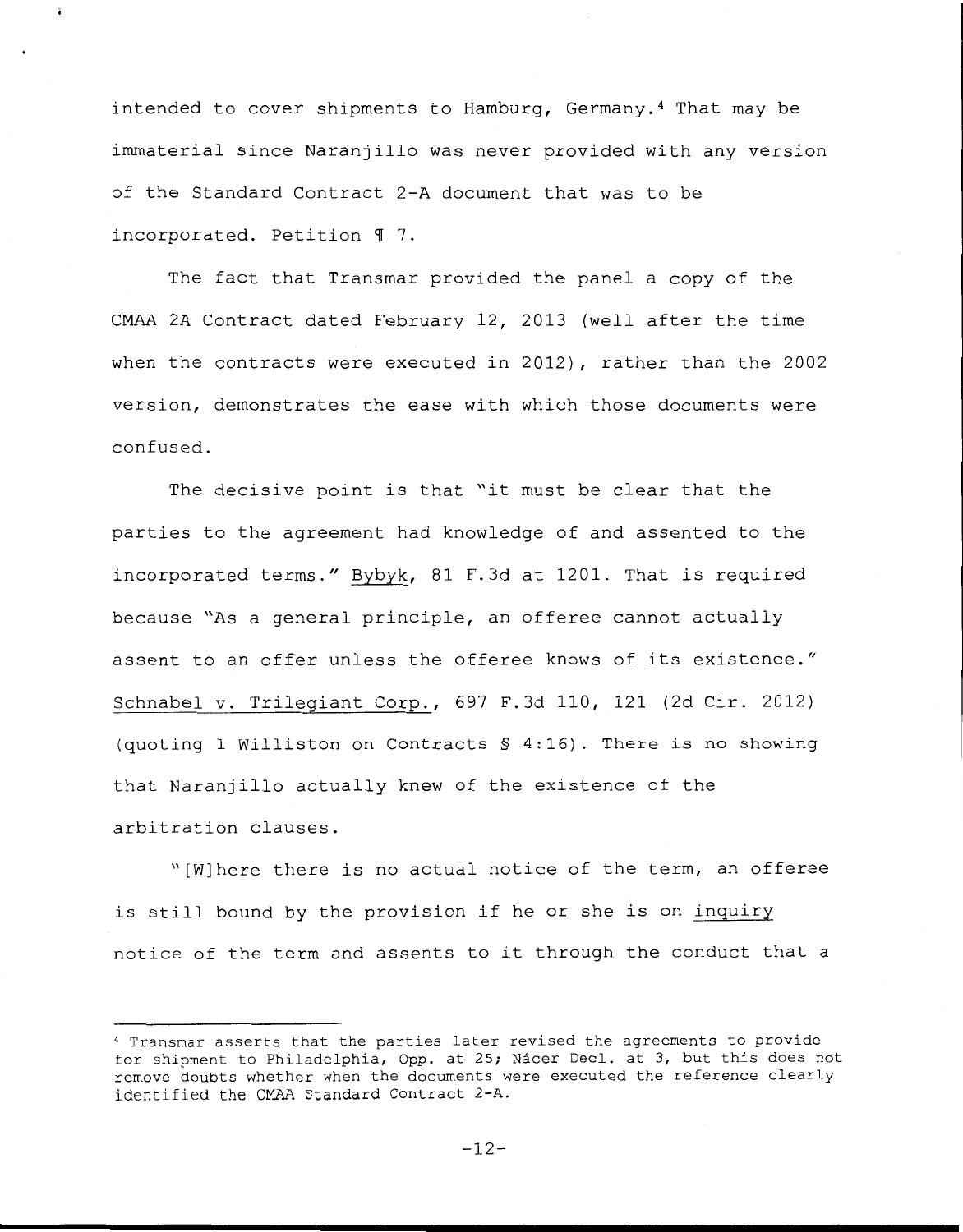intended to cover shipments to Hamburg, Germany.[4] That may be immaterial since Naranjillo was never provided with any version of the Standard Contract 2-A document that was to be incorporated. Petition ¶ 7.

The fact that Transmar provided the panel a copy of the CMAA 2A Contract dated February 12, 2013 (well after the time when the contracts were executed in 2012), rather than the 2002 version, demonstrates the ease with which those documents were confused.

The decisive point is that "it must be clear that the parties to the agreement had knowledge of and assented to the incorporated terms." Bybyk, 81 F.3d at 1201. That is required because "As a general principle, an offeree cannot actually assent to an offer unless the offeree knows of its existence." Schnabel v. Trilegiant Corp., 697 F.3d 110, 121 (2d Cir. 2012) (quoting 1 Williston on Contracts § 4:16). There is no showing that Naranjillo actually knew of the existence of the arbitration clauses.

"[W]here there is no actual notice of the term, an offeree is still bound by the provision if he or she is on inquiry notice of the term and assents to it through the conduct that a

---

[4] Transmar asserts that the parties later revised the agreements to provide for shipment to Philadelphia, Opp. at 25; Nácer Decl. at 3, but this does not remove doubts whether when the documents were executed the reference clearly identified the CMAA Standard Contract 2-A.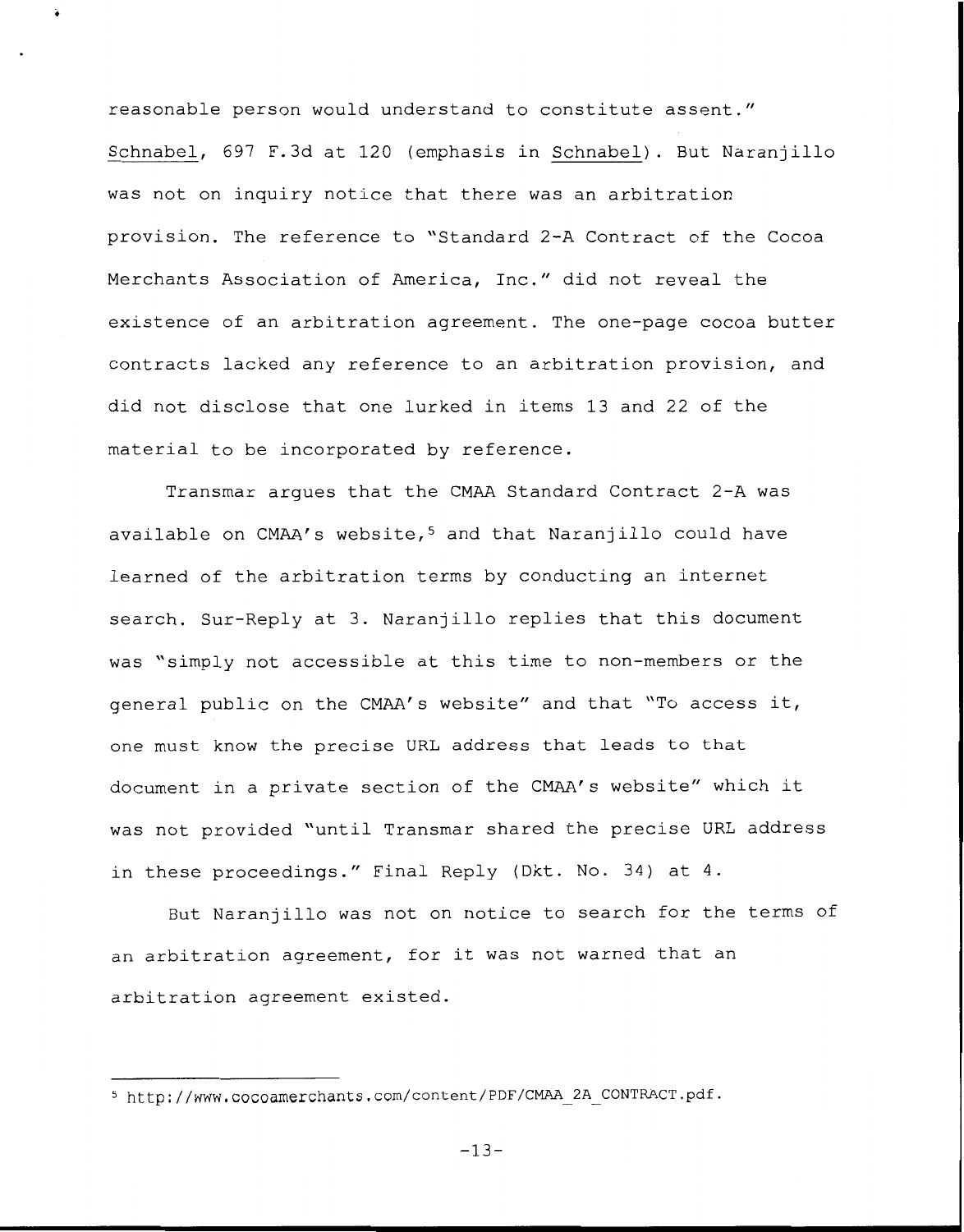reasonable person would understand to constitute assent." Schnabel, 697 F.3d at 120 (emphasis in Schnabel). But Naranjillo was not on inquiry notice that there was an arbitration provision. The reference to "Standard 2-A Contract of the Cocoa Merchants Association of America, Inc." did not reveal the existence of an arbitration agreement. The one-page cocoa butter contracts lacked any reference to an arbitration provision, and did not disclose that one lurked in items 13 and 22 of the material to be incorporated by reference.

Transmar argues that the CMAA Standard Contract 2-A was available on CMAA's website,[5] and that Naranjillo could have learned of the arbitration terms by conducting an internet search. Sur-Reply at 3. Naranjillo replies that this document was "simply not accessible at this time to non-members or the general public on the CMAA's website" and that "To access it, one must know the precise URL address that leads to that document in a private section of the CMAA's website" which it was not provided "until Transmar shared the precise URL address in these proceedings." Final Reply (Dkt. No. 34) at 4.

But Naranjillo was not on notice to search for the terms of an arbitration agreement, for it was not warned that an arbitration agreement existed.

---

[5] http://www.cocoamerchants.com/content/PDF/CMAA_2A_CONTRACT.pdf.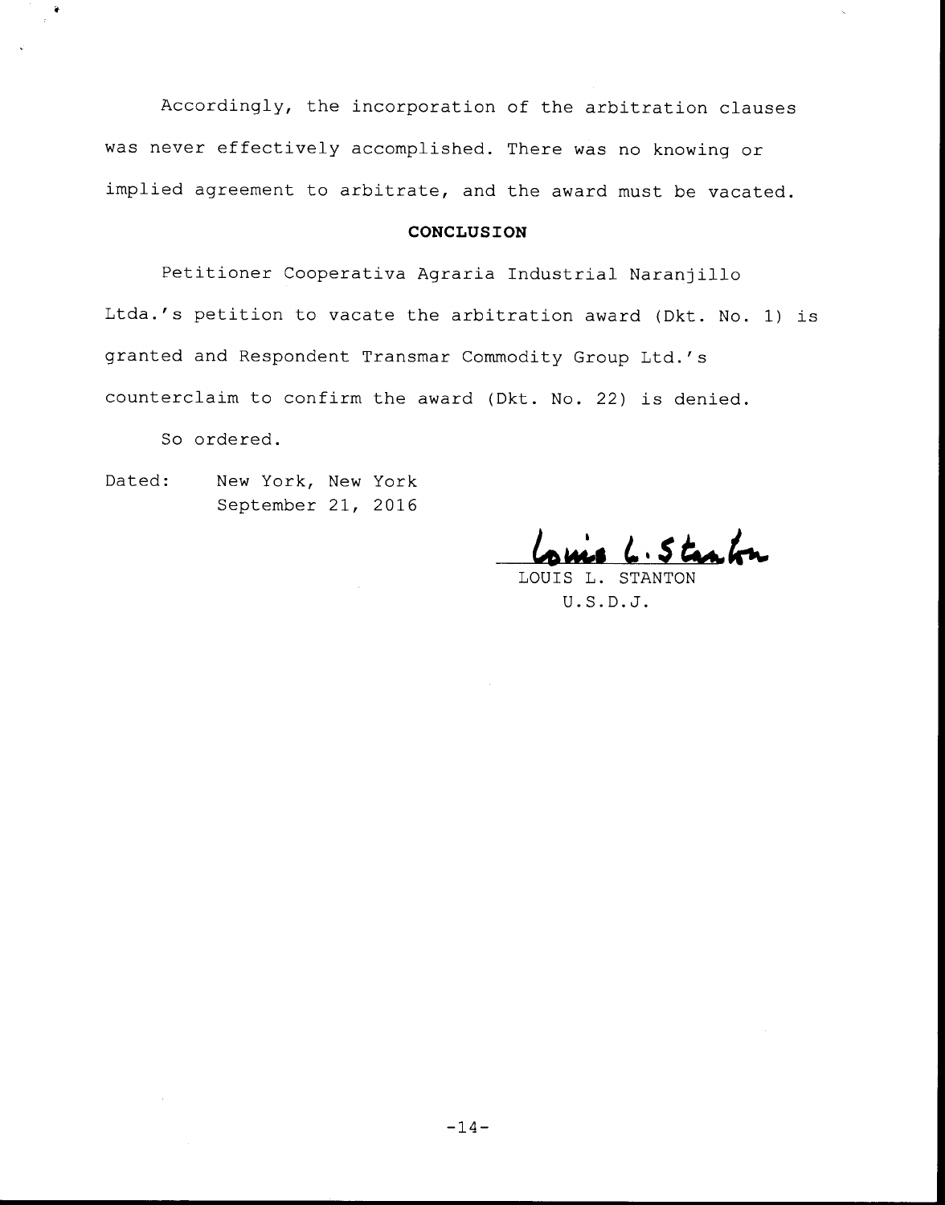Accordingly, the incorporation of the arbitration clauses was never effectively accomplished. There was no knowing or implied agreement to arbitrate, and the award must be vacated.

**CONCLUSION**

Petitioner Cooperativa Agraria Industrial Naranjillo Ltda.'s petition to vacate the arbitration award (Dkt. No. 1) is granted and Respondent Transmar Commodity Group Ltd.'s counterclaim to confirm the award (Dkt. No. 22) is denied.

So ordered.

Dated: New York, New York
September 21, 2016

Louis L. Stanton

LOUIS L. STANTON
U.S.D.J.